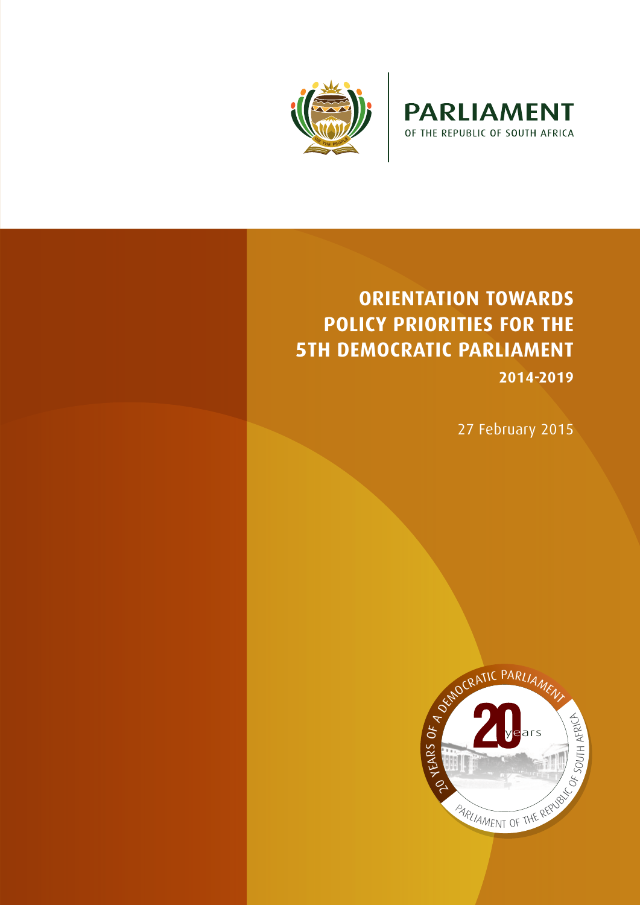PARLIAMENT
OF THE REPUBLIC OF SOUTH AFRICA

# ORIENTATION TOWARDS POLICY PRIORITIES FOR THE 5TH DEMOCRATIC PARLIAMENT

**2014-2019**

27 February 2015

20 YEARS OF A DEMOCRATIC PARLIAMENT

20 years

PARLIAMENT OF THE REPUBLIC OF SOUTH AFRICA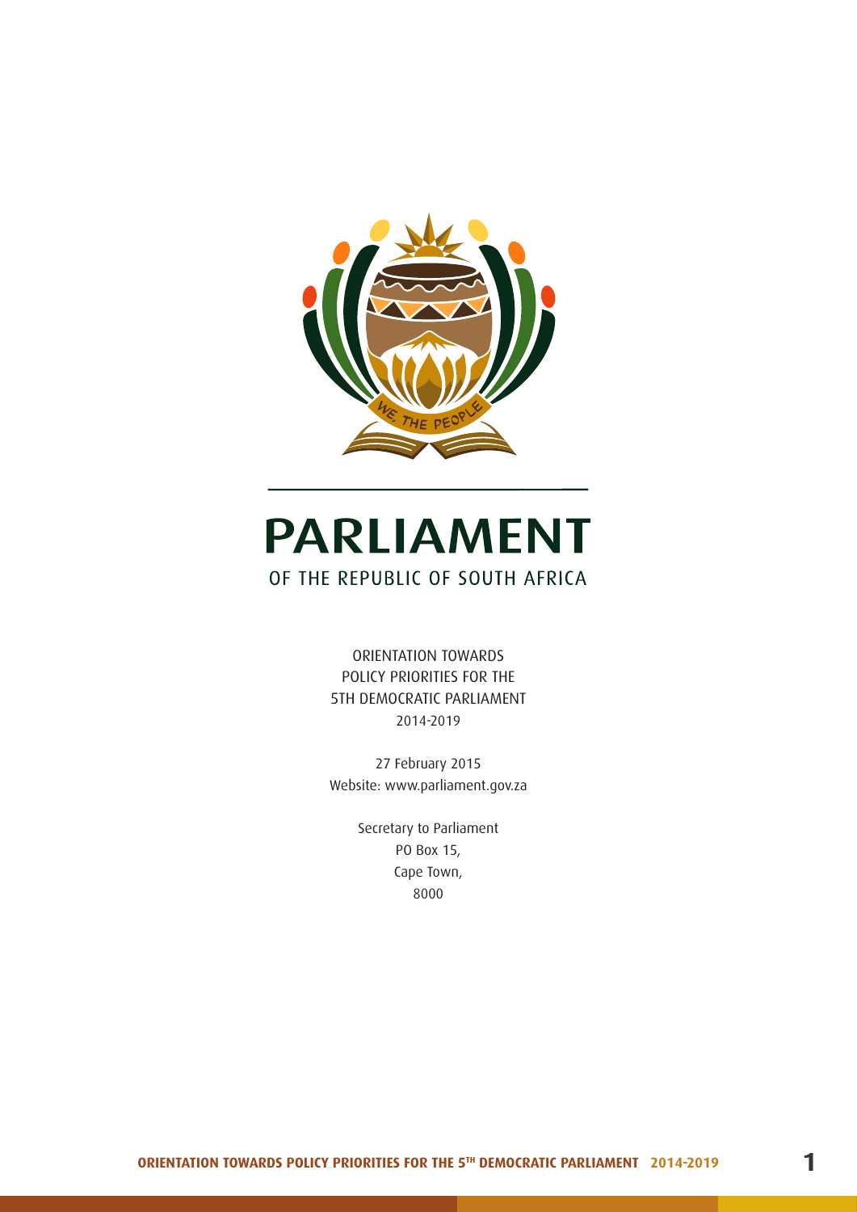# PARLIAMENT

OF THE REPUBLIC OF SOUTH AFRICA

ORIENTATION TOWARDS
POLICY PRIORITIES FOR THE
5TH DEMOCRATIC PARLIAMENT
2014-2019

27 February 2015
Website: www.parliament.gov.za

Secretary to Parliament
PO Box 15,
Cape Town,
8000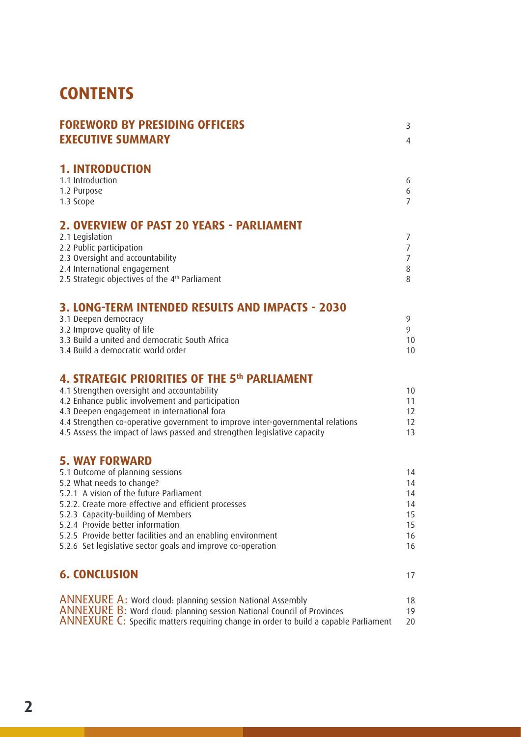# CONTENTS

| | |
|---|---|
| **FOREWORD BY PRESIDING OFFICERS** | 3 |
| **EXECUTIVE SUMMARY** | 4 |
| **1. INTRODUCTION** | |
| 1.1 Introduction | 6 |
| 1.2 Purpose | 6 |
| 1.3 Scope | 7 |
| **2. OVERVIEW OF PAST 20 YEARS - PARLIAMENT** | |
| 2.1 Legislation | 7 |
| 2.2 Public participation | 7 |
| 2.3 Oversight and accountability | 7 |
| 2.4 International engagement | 8 |
| 2.5 Strategic objectives of the 4th Parliament | 8 |
| **3. LONG-TERM INTENDED RESULTS AND IMPACTS - 2030** | |
| 3.1 Deepen democracy | 9 |
| 3.2 Improve quality of life | 9 |
| 3.3 Build a united and democratic South Africa | 10 |
| 3.4 Build a democratic world order | 10 |
| **4. STRATEGIC PRIORITIES OF THE 5th PARLIAMENT** | |
| 4.1 Strengthen oversight and accountability | 10 |
| 4.2 Enhance public involvement and participation | 11 |
| 4.3 Deepen engagement in international fora | 12 |
| 4.4 Strengthen co-operative government to improve inter-governmental relations | 12 |
| 4.5 Assess the impact of laws passed and strengthen legislative capacity | 13 |
| **5. WAY FORWARD** | |
| 5.1 Outcome of planning sessions | 14 |
| 5.2 What needs to change? | 14 |
| 5.2.1 A vision of the future Parliament | 14 |
| 5.2.2. Create more effective and efficient processes | 14 |
| 5.2.3 Capacity-building of Members | 15 |
| 5.2.4 Provide better information | 15 |
| 5.2.5 Provide better facilities and an enabling environment | 16 |
| 5.2.6 Set legislative sector goals and improve co-operation | 16 |
| **6. CONCLUSION** | 17 |
| ANNEXURE A: Word cloud: planning session National Assembly | 18 |
| ANNEXURE B: Word cloud: planning session National Council of Provinces | 19 |
| ANNEXURE C: Specific matters requiring change in order to build a capable Parliament | 20 |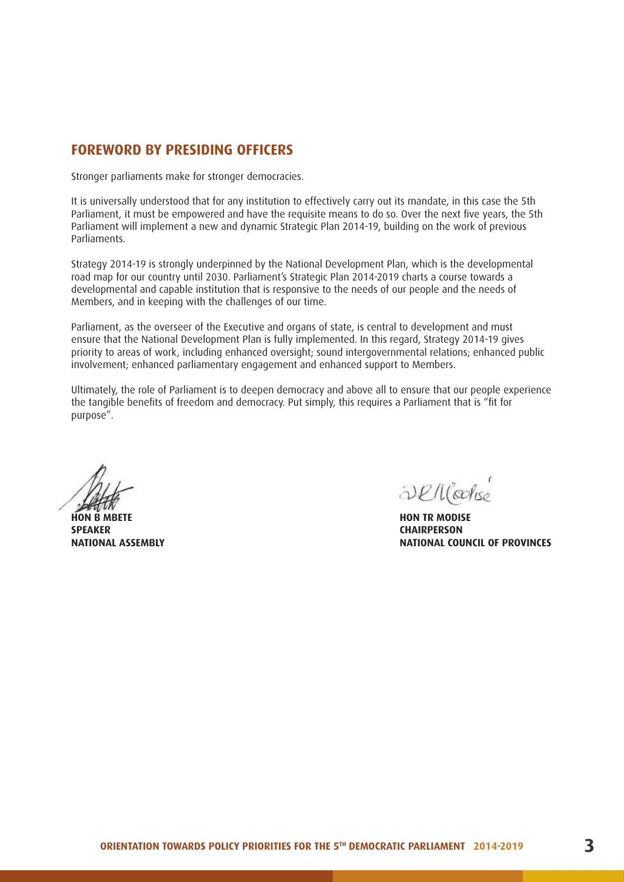## FOREWORD BY PRESIDING OFFICERS

Stronger parliaments make for stronger democracies.

It is universally understood that for any institution to effectively carry out its mandate, in this case the 5th Parliament, it must be empowered and have the requisite means to do so. Over the next five years, the 5th Parliament will implement a new and dynamic Strategic Plan 2014-19, building on the work of previous Parliaments.

Strategy 2014-19 is strongly underpinned by the National Development Plan, which is the developmental road map for our country until 2030. Parliament's Strategic Plan 2014-2019 charts a course towards a developmental and capable institution that is responsive to the needs of our people and the needs of Members, and in keeping with the challenges of our time.

Parliament, as the overseer of the Executive and organs of state, is central to development and must ensure that the National Development Plan is fully implemented. In this regard, Strategy 2014-19 gives priority to areas of work, including enhanced oversight; sound intergovernmental relations; enhanced public involvement; enhanced parliamentary engagement and enhanced support to Members.

Ultimately, the role of Parliament is to deepen democracy and above all to ensure that our people experience the tangible benefits of freedom and democracy. Put simply, this requires a Parliament that is "fit for purpose".

**HON B MBETE**
**SPEAKER**
**NATIONAL ASSEMBLY**

**HON TR MODISE**
**CHAIRPERSON**
**NATIONAL COUNCIL OF PROVINCES**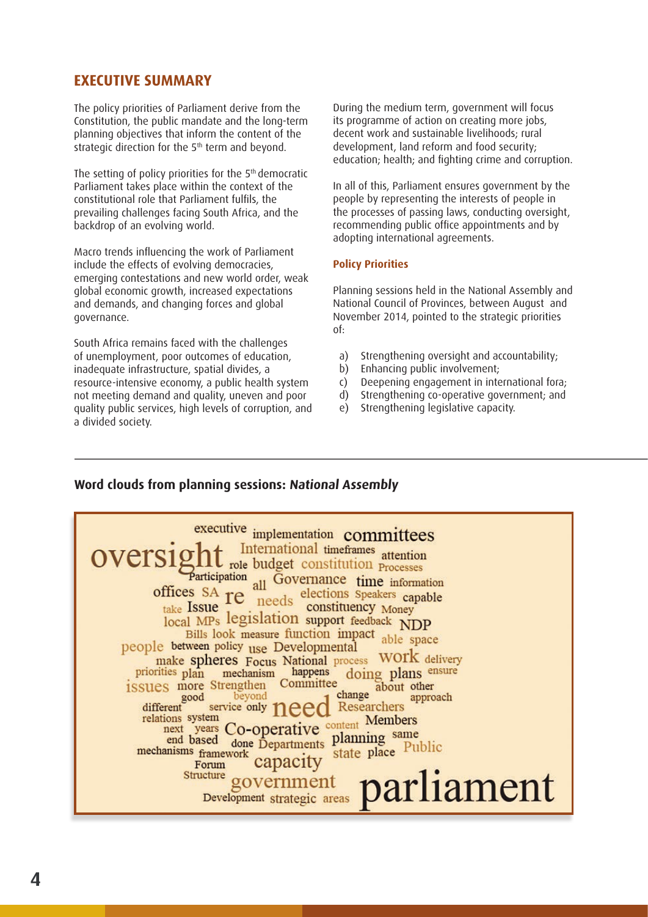## EXECUTIVE SUMMARY

The policy priorities of Parliament derive from the Constitution, the public mandate and the long-term planning objectives that inform the content of the strategic direction for the 5th term and beyond.

The setting of policy priorities for the 5th democratic Parliament takes place within the context of the constitutional role that Parliament fulfils, the prevailing challenges facing South Africa, and the backdrop of an evolving world.

Macro trends influencing the work of Parliament include the effects of evolving democracies, emerging contestations and new world order, weak global economic growth, increased expectations and demands, and changing forces and global governance.

South Africa remains faced with the challenges of unemployment, poor outcomes of education, inadequate infrastructure, spatial divides, a resource-intensive economy, a public health system not meeting demand and quality, uneven and poor quality public services, high levels of corruption, and a divided society.

During the medium term, government will focus its programme of action on creating more jobs, decent work and sustainable livelihoods; rural development, land reform and food security; education; health; and fighting crime and corruption.

In all of this, Parliament ensures government by the people by representing the interests of people in the processes of passing laws, conducting oversight, recommending public office appointments and by adopting international agreements.

### Policy Priorities

Planning sessions held in the National Assembly and National Council of Provinces, between August and November 2014, pointed to the strategic priorities of:

a) Strengthening oversight and accountability;
b) Enhancing public involvement;
c) Deepening engagement in international fora;
d) Strengthening co-operative government; and
e) Strengthening legislative capacity.

### Word clouds from planning sessions: *National Assembly*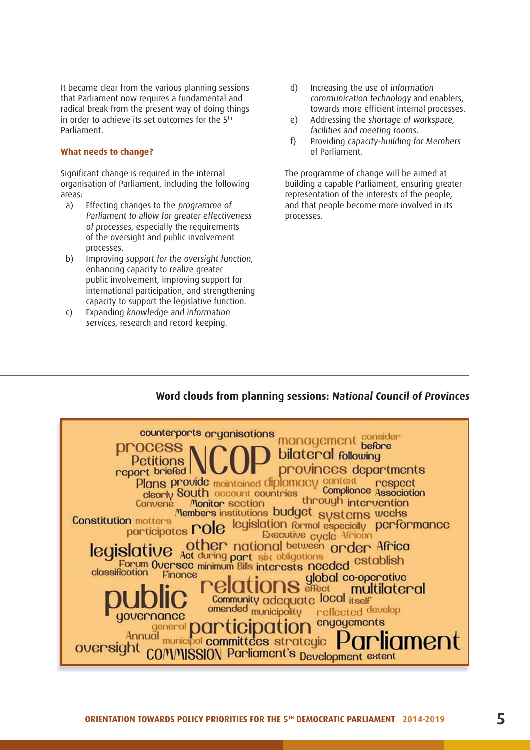It became clear from the various planning sessions that Parliament now requires a fundamental and radical break from the present way of doing things in order to achieve its set outcomes for the 5th Parliament.

**What needs to change?**

Significant change is required in the internal organisation of Parliament, including the following areas:

a) Effecting changes to the *programme of Parliament to allow for greater effectiveness of processes*, especially the requirements of the oversight and public involvement processes.
b) Improving *support for the oversight function*, enhancing capacity to realize greater public involvement, improving support for international participation, and strengthening capacity to support the legislative function.
c) Expanding *knowledge and information services*, research and record keeping.
d) Increasing the use of *information communication technology* and enablers, towards more efficient internal processes.
e) Addressing the *shortage of workspace, facilities and meeting rooms*.
f) Providing *capacity-building for Members* of Parliament.

The programme of change will be aimed at building a capable Parliament, ensuring greater representation of the interests of the people, and that people become more involved in its processes.

**Word clouds from planning sessions: *National Council of Provinces***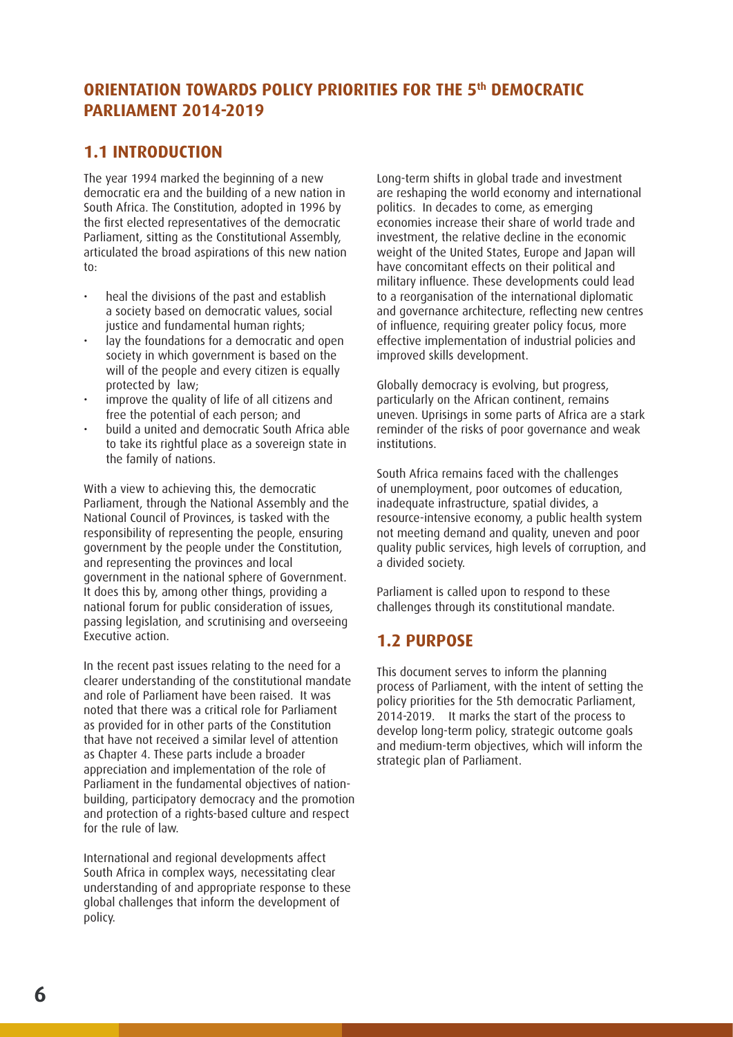## ORIENTATION TOWARDS POLICY PRIORITIES FOR THE 5th DEMOCRATIC PARLIAMENT 2014-2019

### 1.1 INTRODUCTION

The year 1994 marked the beginning of a new democratic era and the building of a new nation in South Africa. The Constitution, adopted in 1996 by the first elected representatives of the democratic Parliament, sitting as the Constitutional Assembly, articulated the broad aspirations of this new nation to:

- heal the divisions of the past and establish a society based on democratic values, social justice and fundamental human rights;
- lay the foundations for a democratic and open society in which government is based on the will of the people and every citizen is equally protected by law;
- improve the quality of life of all citizens and free the potential of each person; and
- build a united and democratic South Africa able to take its rightful place as a sovereign state in the family of nations.

With a view to achieving this, the democratic Parliament, through the National Assembly and the National Council of Provinces, is tasked with the responsibility of representing the people, ensuring government by the people under the Constitution, and representing the provinces and local government in the national sphere of Government. It does this by, among other things, providing a national forum for public consideration of issues, passing legislation, and scrutinising and overseeing Executive action.

In the recent past issues relating to the need for a clearer understanding of the constitutional mandate and role of Parliament have been raised. It was noted that there was a critical role for Parliament as provided for in other parts of the Constitution that have not received a similar level of attention as Chapter 4. These parts include a broader appreciation and implementation of the role of Parliament in the fundamental objectives of nation-building, participatory democracy and the promotion and protection of a rights-based culture and respect for the rule of law.

International and regional developments affect South Africa in complex ways, necessitating clear understanding of and appropriate response to these global challenges that inform the development of policy.

Long-term shifts in global trade and investment are reshaping the world economy and international politics. In decades to come, as emerging economies increase their share of world trade and investment, the relative decline in the economic weight of the United States, Europe and Japan will have concomitant effects on their political and military influence. These developments could lead to a reorganisation of the international diplomatic and governance architecture, reflecting new centres of influence, requiring greater policy focus, more effective implementation of industrial policies and improved skills development.

Globally democracy is evolving, but progress, particularly on the African continent, remains uneven. Uprisings in some parts of Africa are a stark reminder of the risks of poor governance and weak institutions.

South Africa remains faced with the challenges of unemployment, poor outcomes of education, inadequate infrastructure, spatial divides, a resource-intensive economy, a public health system not meeting demand and quality, uneven and poor quality public services, high levels of corruption, and a divided society.

Parliament is called upon to respond to these challenges through its constitutional mandate.

### 1.2 PURPOSE

This document serves to inform the planning process of Parliament, with the intent of setting the policy priorities for the 5th democratic Parliament, 2014-2019. It marks the start of the process to develop long-term policy, strategic outcome goals and medium-term objectives, which will inform the strategic plan of Parliament.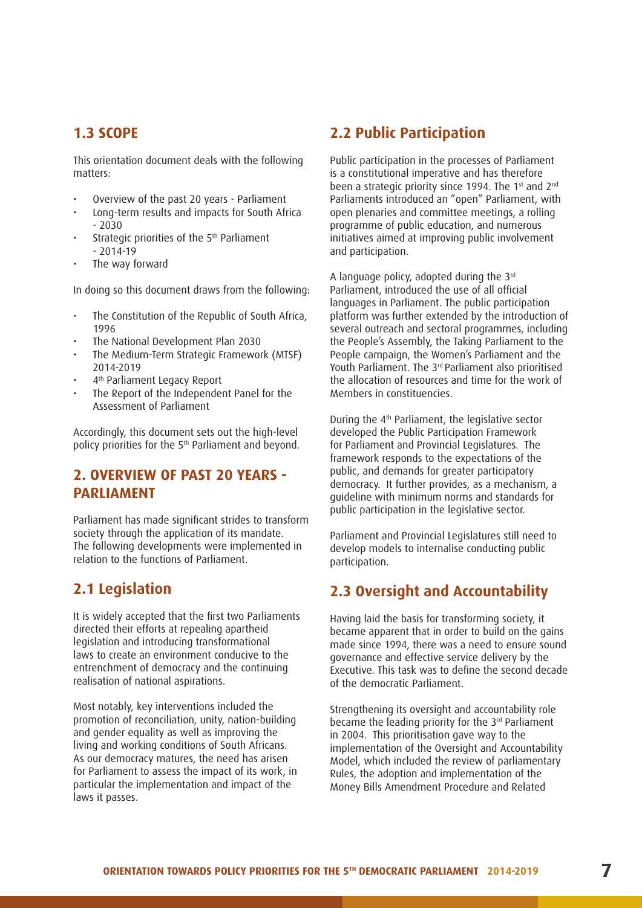## 1.3 SCOPE

This orientation document deals with the following matters:

- Overview of the past 20 years - Parliament
- Long-term results and impacts for South Africa - 2030
- Strategic priorities of the 5th Parliament - 2014-19
- The way forward

In doing so this document draws from the following:

- The Constitution of the Republic of South Africa, 1996
- The National Development Plan 2030
- The Medium-Term Strategic Framework (MTSF) 2014-2019
- 4th Parliament Legacy Report
- The Report of the Independent Panel for the Assessment of Parliament

Accordingly, this document sets out the high-level policy priorities for the 5th Parliament and beyond.

## 2. OVERVIEW OF PAST 20 YEARS - PARLIAMENT

Parliament has made significant strides to transform society through the application of its mandate. The following developments were implemented in relation to the functions of Parliament.

## 2.1 Legislation

It is widely accepted that the first two Parliaments directed their efforts at repealing apartheid legislation and introducing transformational laws to create an environment conducive to the entrenchment of democracy and the continuing realisation of national aspirations.

Most notably, key interventions included the promotion of reconciliation, unity, nation-building and gender equality as well as improving the living and working conditions of South Africans. As our democracy matures, the need has arisen for Parliament to assess the impact of its work, in particular the implementation and impact of the laws it passes.

## 2.2 Public Participation

Public participation in the processes of Parliament is a constitutional imperative and has therefore been a strategic priority since 1994. The 1st and 2nd Parliaments introduced an "open" Parliament, with open plenaries and committee meetings, a rolling programme of public education, and numerous initiatives aimed at improving public involvement and participation.

A language policy, adopted during the 3rd Parliament, introduced the use of all official languages in Parliament. The public participation platform was further extended by the introduction of several outreach and sectoral programmes, including the People's Assembly, the Taking Parliament to the People campaign, the Women's Parliament and the Youth Parliament. The 3rd Parliament also prioritised the allocation of resources and time for the work of Members in constituencies.

During the 4th Parliament, the legislative sector developed the Public Participation Framework for Parliament and Provincial Legislatures. The framework responds to the expectations of the public, and demands for greater participatory democracy. It further provides, as a mechanism, a guideline with minimum norms and standards for public participation in the legislative sector.

Parliament and Provincial Legislatures still need to develop models to internalise conducting public participation.

## 2.3 Oversight and Accountability

Having laid the basis for transforming society, it became apparent that in order to build on the gains made since 1994, there was a need to ensure sound governance and effective service delivery by the Executive. This task was to define the second decade of the democratic Parliament.

Strengthening its oversight and accountability role became the leading priority for the 3rd Parliament in 2004. This prioritisation gave way to the implementation of the Oversight and Accountability Model, which included the review of parliamentary Rules, the adoption and implementation of the Money Bills Amendment Procedure and Related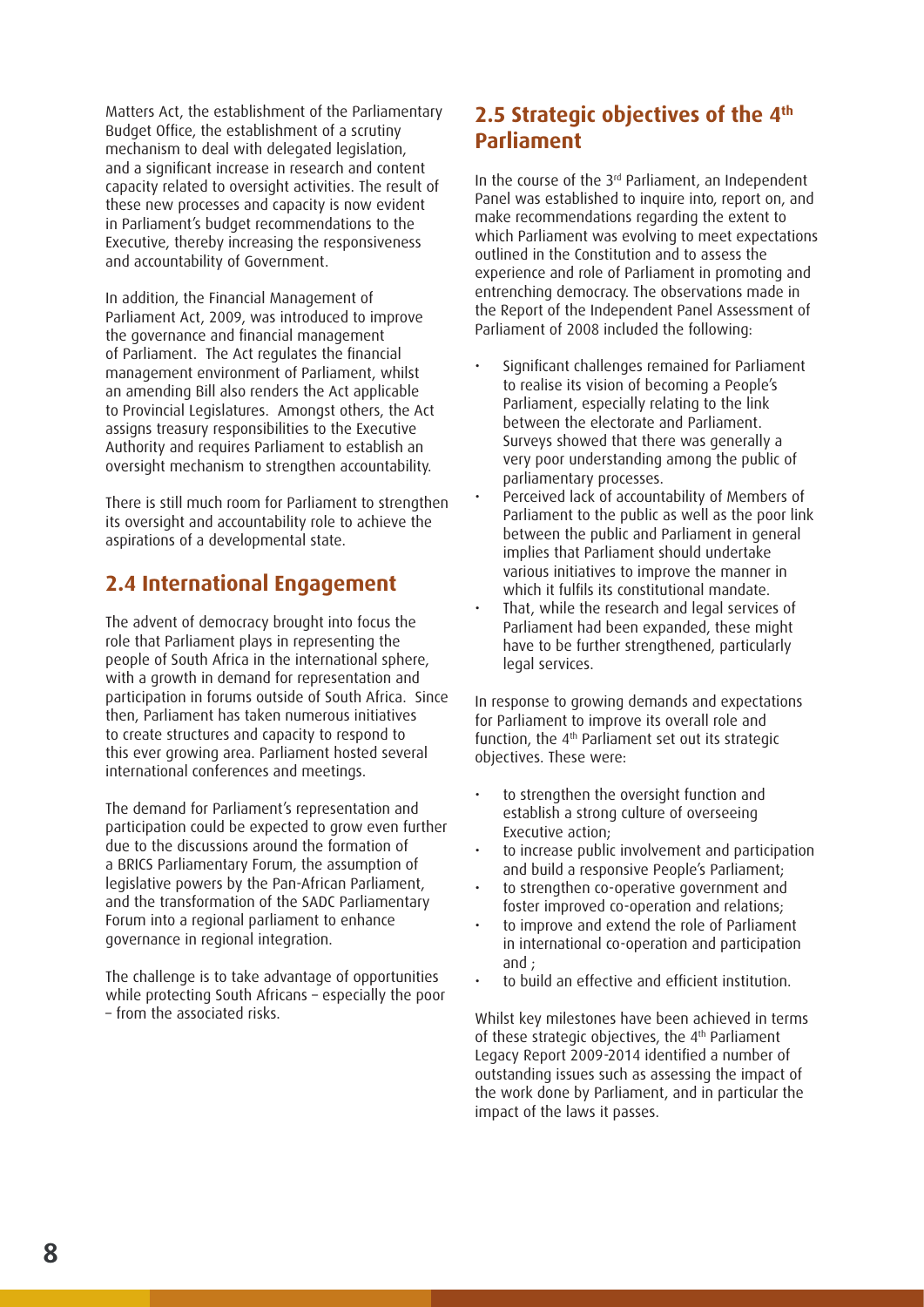Matters Act, the establishment of the Parliamentary Budget Office, the establishment of a scrutiny mechanism to deal with delegated legislation, and a significant increase in research and content capacity related to oversight activities. The result of these new processes and capacity is now evident in Parliament's budget recommendations to the Executive, thereby increasing the responsiveness and accountability of Government.

In addition, the Financial Management of Parliament Act, 2009, was introduced to improve the governance and financial management of Parliament. The Act regulates the financial management environment of Parliament, whilst an amending Bill also renders the Act applicable to Provincial Legislatures. Amongst others, the Act assigns treasury responsibilities to the Executive Authority and requires Parliament to establish an oversight mechanism to strengthen accountability.

There is still much room for Parliament to strengthen its oversight and accountability role to achieve the aspirations of a developmental state.

## 2.4 International Engagement

The advent of democracy brought into focus the role that Parliament plays in representing the people of South Africa in the international sphere, with a growth in demand for representation and participation in forums outside of South Africa. Since then, Parliament has taken numerous initiatives to create structures and capacity to respond to this ever growing area. Parliament hosted several international conferences and meetings.

The demand for Parliament's representation and participation could be expected to grow even further due to the discussions around the formation of a BRICS Parliamentary Forum, the assumption of legislative powers by the Pan-African Parliament, and the transformation of the SADC Parliamentary Forum into a regional parliament to enhance governance in regional integration.

The challenge is to take advantage of opportunities while protecting South Africans – especially the poor – from the associated risks.

## 2.5 Strategic objectives of the 4th Parliament

In the course of the 3rd Parliament, an Independent Panel was established to inquire into, report on, and make recommendations regarding the extent to which Parliament was evolving to meet expectations outlined in the Constitution and to assess the experience and role of Parliament in promoting and entrenching democracy. The observations made in the Report of the Independent Panel Assessment of Parliament of 2008 included the following:

- Significant challenges remained for Parliament to realise its vision of becoming a People's Parliament, especially relating to the link between the electorate and Parliament. Surveys showed that there was generally a very poor understanding among the public of parliamentary processes.
- Perceived lack of accountability of Members of Parliament to the public as well as the poor link between the public and Parliament in general implies that Parliament should undertake various initiatives to improve the manner in which it fulfils its constitutional mandate.
- That, while the research and legal services of Parliament had been expanded, these might have to be further strengthened, particularly legal services.

In response to growing demands and expectations for Parliament to improve its overall role and function, the 4th Parliament set out its strategic objectives. These were:

- to strengthen the oversight function and establish a strong culture of overseeing Executive action;
- to increase public involvement and participation and build a responsive People's Parliament;
- to strengthen co-operative government and foster improved co-operation and relations;
- to improve and extend the role of Parliament in international co-operation and participation and ;
- to build an effective and efficient institution.

Whilst key milestones have been achieved in terms of these strategic objectives, the 4th Parliament Legacy Report 2009-2014 identified a number of outstanding issues such as assessing the impact of the work done by Parliament, and in particular the impact of the laws it passes.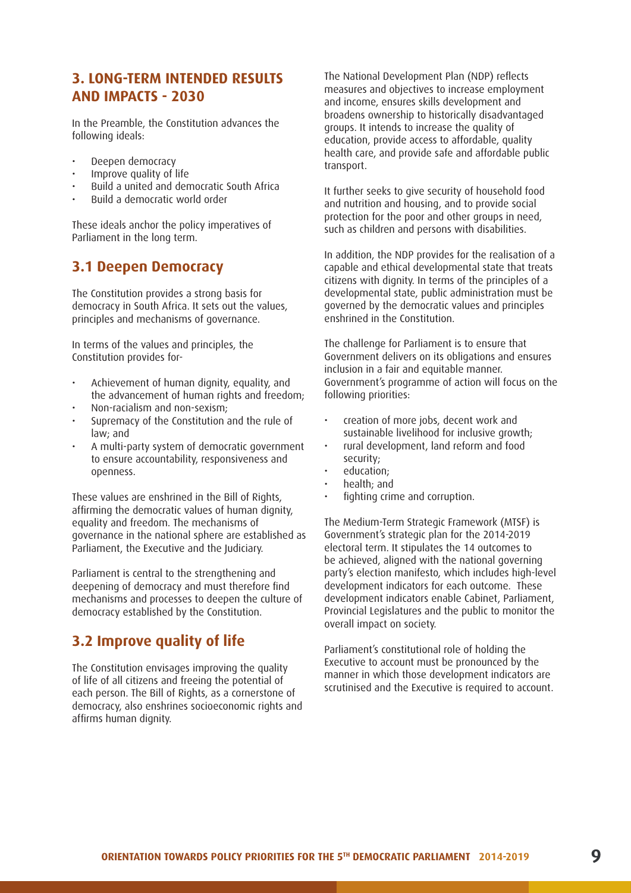## 3. LONG-TERM INTENDED RESULTS AND IMPACTS - 2030

In the Preamble, the Constitution advances the following ideals:

- Deepen democracy
- Improve quality of life
- Build a united and democratic South Africa
- Build a democratic world order

These ideals anchor the policy imperatives of Parliament in the long term.

### 3.1 Deepen Democracy

The Constitution provides a strong basis for democracy in South Africa. It sets out the values, principles and mechanisms of governance.

In terms of the values and principles, the Constitution provides for-

- Achievement of human dignity, equality, and the advancement of human rights and freedom;
- Non-racialism and non-sexism;
- Supremacy of the Constitution and the rule of law; and
- A multi-party system of democratic government to ensure accountability, responsiveness and openness.

These values are enshrined in the Bill of Rights, affirming the democratic values of human dignity, equality and freedom. The mechanisms of governance in the national sphere are established as Parliament, the Executive and the Judiciary.

Parliament is central to the strengthening and deepening of democracy and must therefore find mechanisms and processes to deepen the culture of democracy established by the Constitution.

### 3.2 Improve quality of life

The Constitution envisages improving the quality of life of all citizens and freeing the potential of each person. The Bill of Rights, as a cornerstone of democracy, also enshrines socioeconomic rights and affirms human dignity.

The National Development Plan (NDP) reflects measures and objectives to increase employment and income, ensures skills development and broadens ownership to historically disadvantaged groups. It intends to increase the quality of education, provide access to affordable, quality health care, and provide safe and affordable public transport.

It further seeks to give security of household food and nutrition and housing, and to provide social protection for the poor and other groups in need, such as children and persons with disabilities.

In addition, the NDP provides for the realisation of a capable and ethical developmental state that treats citizens with dignity. In terms of the principles of a developmental state, public administration must be governed by the democratic values and principles enshrined in the Constitution.

The challenge for Parliament is to ensure that Government delivers on its obligations and ensures inclusion in a fair and equitable manner. Government's programme of action will focus on the following priorities:

- creation of more jobs, decent work and sustainable livelihood for inclusive growth;
- rural development, land reform and food security;
- education;
- health; and
- fighting crime and corruption.

The Medium-Term Strategic Framework (MTSF) is Government's strategic plan for the 2014-2019 electoral term. It stipulates the 14 outcomes to be achieved, aligned with the national governing party's election manifesto, which includes high-level development indicators for each outcome. These development indicators enable Cabinet, Parliament, Provincial Legislatures and the public to monitor the overall impact on society.

Parliament's constitutional role of holding the Executive to account must be pronounced by the manner in which those development indicators are scrutinised and the Executive is required to account.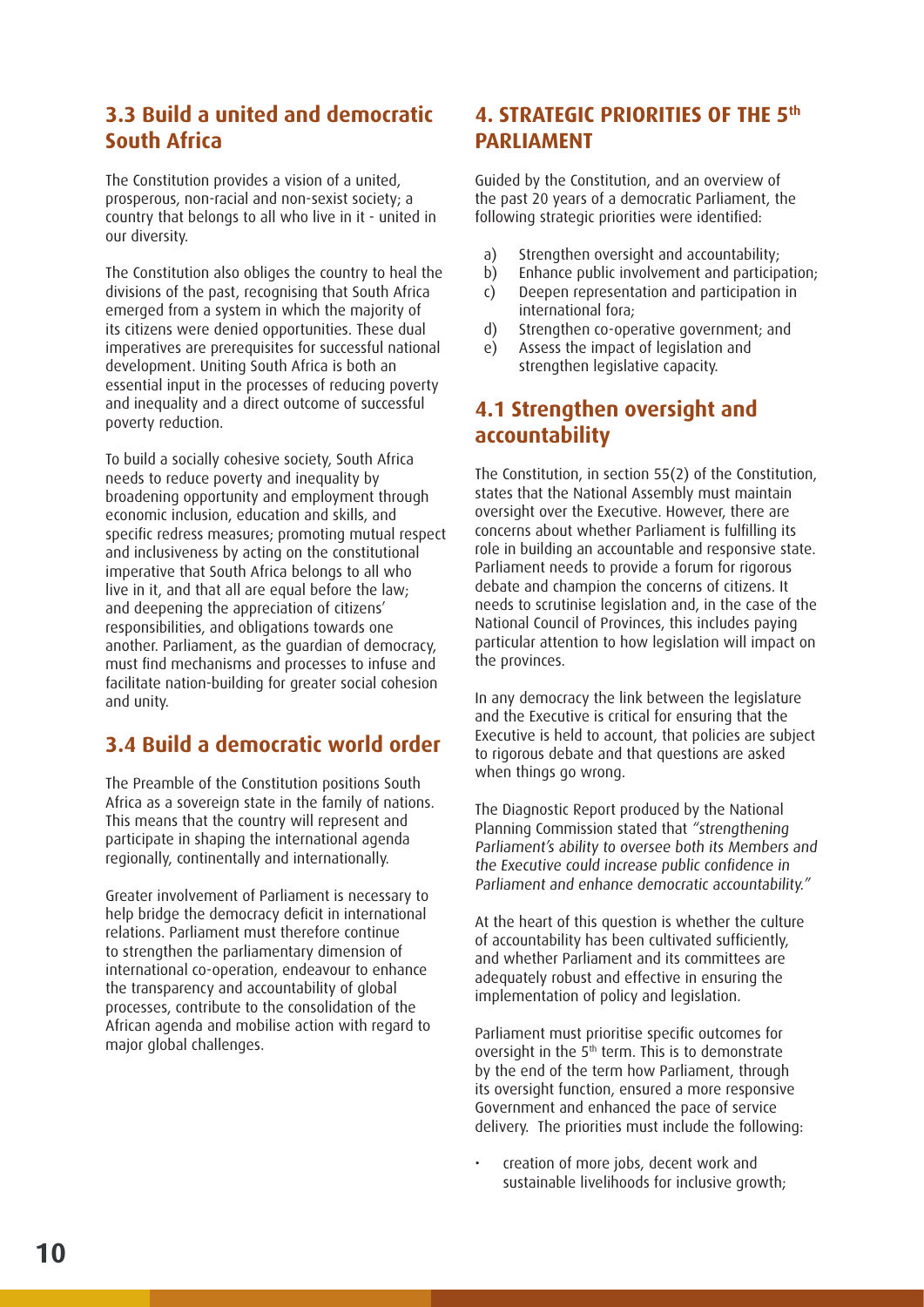## 3.3 Build a united and democratic South Africa

The Constitution provides a vision of a united, prosperous, non-racial and non-sexist society; a country that belongs to all who live in it - united in our diversity.

The Constitution also obliges the country to heal the divisions of the past, recognising that South Africa emerged from a system in which the majority of its citizens were denied opportunities. These dual imperatives are prerequisites for successful national development. Uniting South Africa is both an essential input in the processes of reducing poverty and inequality and a direct outcome of successful poverty reduction.

To build a socially cohesive society, South Africa needs to reduce poverty and inequality by broadening opportunity and employment through economic inclusion, education and skills, and specific redress measures; promoting mutual respect and inclusiveness by acting on the constitutional imperative that South Africa belongs to all who live in it, and that all are equal before the law; and deepening the appreciation of citizens' responsibilities, and obligations towards one another. Parliament, as the guardian of democracy, must find mechanisms and processes to infuse and facilitate nation-building for greater social cohesion and unity.

## 3.4 Build a democratic world order

The Preamble of the Constitution positions South Africa as a sovereign state in the family of nations. This means that the country will represent and participate in shaping the international agenda regionally, continentally and internationally.

Greater involvement of Parliament is necessary to help bridge the democracy deficit in international relations. Parliament must therefore continue to strengthen the parliamentary dimension of international co-operation, endeavour to enhance the transparency and accountability of global processes, contribute to the consolidation of the African agenda and mobilise action with regard to major global challenges.

# 4. STRATEGIC PRIORITIES OF THE 5th PARLIAMENT

Guided by the Constitution, and an overview of the past 20 years of a democratic Parliament, the following strategic priorities were identified:

a) Strengthen oversight and accountability;
b) Enhance public involvement and participation;
c) Deepen representation and participation in international fora;
d) Strengthen co-operative government; and
e) Assess the impact of legislation and strengthen legislative capacity.

## 4.1 Strengthen oversight and accountability

The Constitution, in section 55(2) of the Constitution, states that the National Assembly must maintain oversight over the Executive. However, there are concerns about whether Parliament is fulfilling its role in building an accountable and responsive state. Parliament needs to provide a forum for rigorous debate and champion the concerns of citizens. It needs to scrutinise legislation and, in the case of the National Council of Provinces, this includes paying particular attention to how legislation will impact on the provinces.

In any democracy the link between the legislature and the Executive is critical for ensuring that the Executive is held to account, that policies are subject to rigorous debate and that questions are asked when things go wrong.

The Diagnostic Report produced by the National Planning Commission stated that *"strengthening Parliament's ability to oversee both its Members and the Executive could increase public confidence in Parliament and enhance democratic accountability."*

At the heart of this question is whether the culture of accountability has been cultivated sufficiently, and whether Parliament and its committees are adequately robust and effective in ensuring the implementation of policy and legislation.

Parliament must prioritise specific outcomes for oversight in the 5th term. This is to demonstrate by the end of the term how Parliament, through its oversight function, ensured a more responsive Government and enhanced the pace of service delivery. The priorities must include the following:

- creation of more jobs, decent work and sustainable livelihoods for inclusive growth;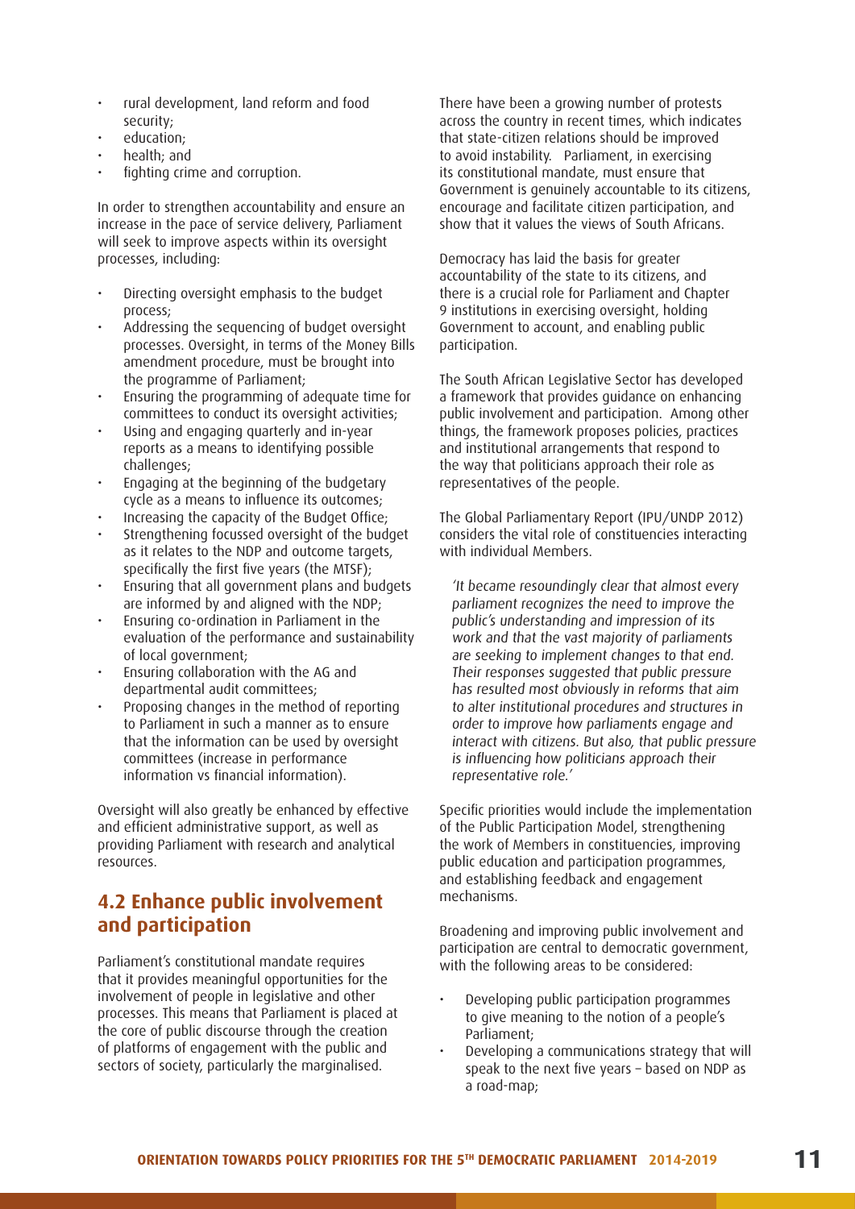- rural development, land reform and food security;
- education;
- health; and
- fighting crime and corruption.

In order to strengthen accountability and ensure an increase in the pace of service delivery, Parliament will seek to improve aspects within its oversight processes, including:

- Directing oversight emphasis to the budget process;
- Addressing the sequencing of budget oversight processes. Oversight, in terms of the Money Bills amendment procedure, must be brought into the programme of Parliament;
- Ensuring the programming of adequate time for committees to conduct its oversight activities;
- Using and engaging quarterly and in-year reports as a means to identifying possible challenges;
- Engaging at the beginning of the budgetary cycle as a means to influence its outcomes;
- Increasing the capacity of the Budget Office;
- Strengthening focussed oversight of the budget as it relates to the NDP and outcome targets, specifically the first five years (the MTSF);
- Ensuring that all government plans and budgets are informed by and aligned with the NDP;
- Ensuring co-ordination in Parliament in the evaluation of the performance and sustainability of local government;
- Ensuring collaboration with the AG and departmental audit committees;
- Proposing changes in the method of reporting to Parliament in such a manner as to ensure that the information can be used by oversight committees (increase in performance information vs financial information).

Oversight will also greatly be enhanced by effective and efficient administrative support, as well as providing Parliament with research and analytical resources.

## 4.2 Enhance public involvement and participation

Parliament's constitutional mandate requires that it provides meaningful opportunities for the involvement of people in legislative and other processes. This means that Parliament is placed at the core of public discourse through the creation of platforms of engagement with the public and sectors of society, particularly the marginalised.

There have been a growing number of protests across the country in recent times, which indicates that state-citizen relations should be improved to avoid instability. Parliament, in exercising its constitutional mandate, must ensure that Government is genuinely accountable to its citizens, encourage and facilitate citizen participation, and show that it values the views of South Africans.

Democracy has laid the basis for greater accountability of the state to its citizens, and there is a crucial role for Parliament and Chapter 9 institutions in exercising oversight, holding Government to account, and enabling public participation.

The South African Legislative Sector has developed a framework that provides guidance on enhancing public involvement and participation. Among other things, the framework proposes policies, practices and institutional arrangements that respond to the way that politicians approach their role as representatives of the people.

The Global Parliamentary Report (IPU/UNDP 2012) considers the vital role of constituencies interacting with individual Members.

> *'It became resoundingly clear that almost every parliament recognizes the need to improve the public's understanding and impression of its work and that the vast majority of parliaments are seeking to implement changes to that end. Their responses suggested that public pressure has resulted most obviously in reforms that aim to alter institutional procedures and structures in order to improve how parliaments engage and interact with citizens. But also, that public pressure is influencing how politicians approach their representative role.'*

Specific priorities would include the implementation of the Public Participation Model, strengthening the work of Members in constituencies, improving public education and participation programmes, and establishing feedback and engagement mechanisms.

Broadening and improving public involvement and participation are central to democratic government, with the following areas to be considered:

- Developing public participation programmes to give meaning to the notion of a people's Parliament;
- Developing a communications strategy that will speak to the next five years – based on NDP as a road-map;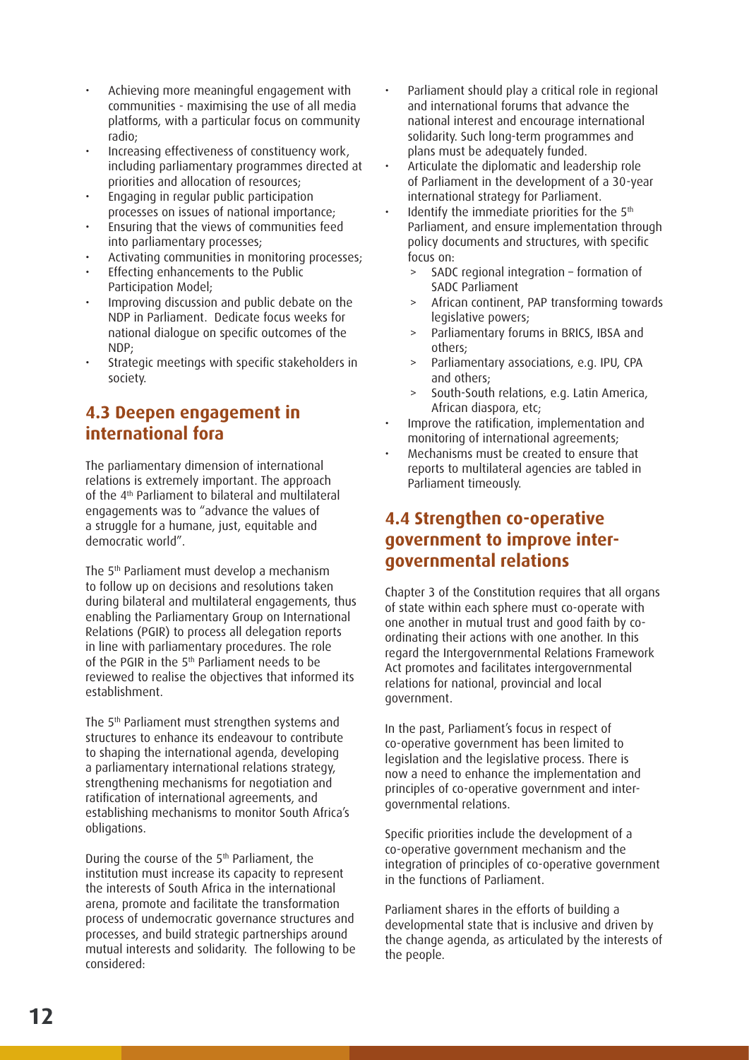- Achieving more meaningful engagement with communities - maximising the use of all media platforms, with a particular focus on community radio;
- Increasing effectiveness of constituency work, including parliamentary programmes directed at priorities and allocation of resources;
- Engaging in regular public participation processes on issues of national importance;
- Ensuring that the views of communities feed into parliamentary processes;
- Activating communities in monitoring processes;
- Effecting enhancements to the Public Participation Model;
- Improving discussion and public debate on the NDP in Parliament. Dedicate focus weeks for national dialogue on specific outcomes of the NDP;
- Strategic meetings with specific stakeholders in society.

## 4.3 Deepen engagement in international fora

The parliamentary dimension of international relations is extremely important. The approach of the 4th Parliament to bilateral and multilateral engagements was to "advance the values of a struggle for a humane, just, equitable and democratic world".

The 5th Parliament must develop a mechanism to follow up on decisions and resolutions taken during bilateral and multilateral engagements, thus enabling the Parliamentary Group on International Relations (PGIR) to process all delegation reports in line with parliamentary procedures. The role of the PGIR in the 5th Parliament needs to be reviewed to realise the objectives that informed its establishment.

The 5th Parliament must strengthen systems and structures to enhance its endeavour to contribute to shaping the international agenda, developing a parliamentary international relations strategy, strengthening mechanisms for negotiation and ratification of international agreements, and establishing mechanisms to monitor South Africa's obligations.

During the course of the 5th Parliament, the institution must increase its capacity to represent the interests of South Africa in the international arena, promote and facilitate the transformation process of undemocratic governance structures and processes, and build strategic partnerships around mutual interests and solidarity. The following to be considered:

- Parliament should play a critical role in regional and international forums that advance the national interest and encourage international solidarity. Such long-term programmes and plans must be adequately funded.
- Articulate the diplomatic and leadership role of Parliament in the development of a 30-year international strategy for Parliament.
- Identify the immediate priorities for the 5th Parliament, and ensure implementation through policy documents and structures, with specific focus on:
  - SADC regional integration – formation of SADC Parliament
  - African continent, PAP transforming towards legislative powers;
  - Parliamentary forums in BRICS, IBSA and others;
  - Parliamentary associations, e.g. IPU, CPA and others;
  - South-South relations, e.g. Latin America, African diaspora, etc;
- Improve the ratification, implementation and monitoring of international agreements;
- Mechanisms must be created to ensure that reports to multilateral agencies are tabled in Parliament timeously.

## 4.4 Strengthen co-operative government to improve inter-governmental relations

Chapter 3 of the Constitution requires that all organs of state within each sphere must co-operate with one another in mutual trust and good faith by co-ordinating their actions with one another. In this regard the Intergovernmental Relations Framework Act promotes and facilitates intergovernmental relations for national, provincial and local government.

In the past, Parliament's focus in respect of co-operative government has been limited to legislation and the legislative process. There is now a need to enhance the implementation and principles of co-operative government and inter-governmental relations.

Specific priorities include the development of a co-operative government mechanism and the integration of principles of co-operative government in the functions of Parliament.

Parliament shares in the efforts of building a developmental state that is inclusive and driven by the change agenda, as articulated by the interests of the people.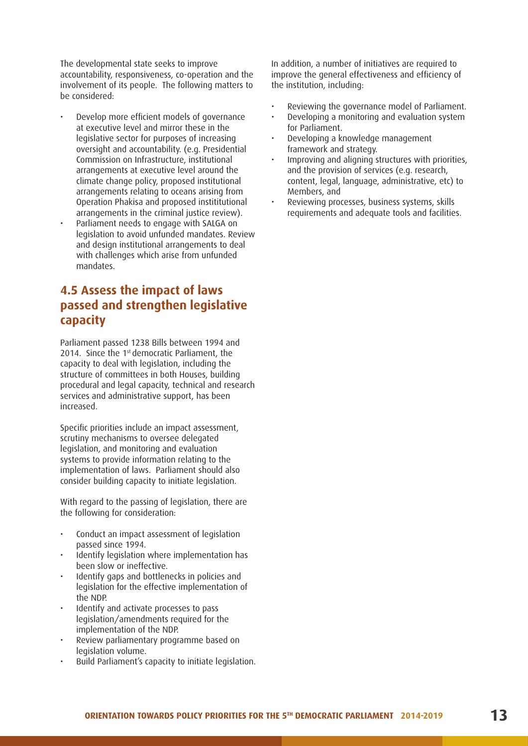The developmental state seeks to improve accountability, responsiveness, co-operation and the involvement of its people. The following matters to be considered:

- Develop more efficient models of governance at executive level and mirror these in the legislative sector for purposes of increasing oversight and accountability. (e.g. Presidential Commission on Infrastructure, institutional arrangements at executive level around the climate change policy, proposed institutional arrangements relating to oceans arising from Operation Phakisa and proposed instititutional arrangements in the criminal justice review).
- Parliament needs to engage with SALGA on legislation to avoid unfunded mandates. Review and design institutional arrangements to deal with challenges which arise from unfunded mandates.

## 4.5 Assess the impact of laws passed and strengthen legislative capacity

Parliament passed 1238 Bills between 1994 and 2014. Since the 1st democratic Parliament, the capacity to deal with legislation, including the structure of committees in both Houses, building procedural and legal capacity, technical and research services and administrative support, has been increased.

Specific priorities include an impact assessment, scrutiny mechanisms to oversee delegated legislation, and monitoring and evaluation systems to provide information relating to the implementation of laws. Parliament should also consider building capacity to initiate legislation.

With regard to the passing of legislation, there are the following for consideration:

- Conduct an impact assessment of legislation passed since 1994.
- Identify legislation where implementation has been slow or ineffective.
- Identify gaps and bottlenecks in policies and legislation for the effective implementation of the NDP.
- Identify and activate processes to pass legislation/amendments required for the implementation of the NDP.
- Review parliamentary programme based on legislation volume.
- Build Parliament's capacity to initiate legislation.

In addition, a number of initiatives are required to improve the general effectiveness and efficiency of the institution, including:

- Reviewing the governance model of Parliament.
- Developing a monitoring and evaluation system for Parliament.
- Developing a knowledge management framework and strategy.
- Improving and aligning structures with priorities, and the provision of services (e.g. research, content, legal, language, administrative, etc) to Members, and
- Reviewing processes, business systems, skills requirements and adequate tools and facilities.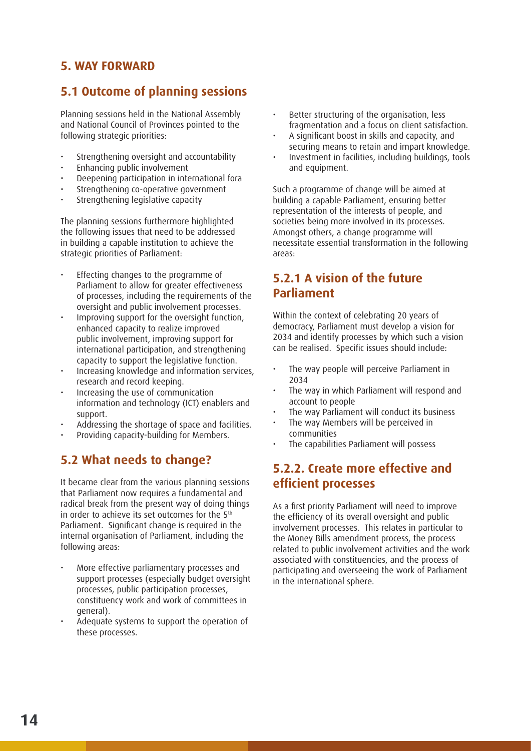## 5. WAY FORWARD

### 5.1 Outcome of planning sessions

Planning sessions held in the National Assembly and National Council of Provinces pointed to the following strategic priorities:

- Strengthening oversight and accountability
- Enhancing public involvement
- Deepening participation in international fora
- Strengthening co-operative government
- Strengthening legislative capacity

The planning sessions furthermore highlighted the following issues that need to be addressed in building a capable institution to achieve the strategic priorities of Parliament:

- Effecting changes to the programme of Parliament to allow for greater effectiveness of processes, including the requirements of the oversight and public involvement processes.
- Improving support for the oversight function, enhanced capacity to realize improved public involvement, improving support for international participation, and strengthening capacity to support the legislative function.
- Increasing knowledge and information services, research and record keeping.
- Increasing the use of communication information and technology (ICT) enablers and support.
- Addressing the shortage of space and facilities.
- Providing capacity-building for Members.

### 5.2 What needs to change?

It became clear from the various planning sessions that Parliament now requires a fundamental and radical break from the present way of doing things in order to achieve its set outcomes for the 5th Parliament. Significant change is required in the internal organisation of Parliament, including the following areas:

- More effective parliamentary processes and support processes (especially budget oversight processes, public participation processes, constituency work and work of committees in general).
- Adequate systems to support the operation of these processes.
- Better structuring of the organisation, less fragmentation and a focus on client satisfaction.
- A significant boost in skills and capacity, and securing means to retain and impart knowledge.
- Investment in facilities, including buildings, tools and equipment.

Such a programme of change will be aimed at building a capable Parliament, ensuring better representation of the interests of people, and societies being more involved in its processes. Amongst others, a change programme will necessitate essential transformation in the following areas:

#### 5.2.1 A vision of the future Parliament

Within the context of celebrating 20 years of democracy, Parliament must develop a vision for 2034 and identify processes by which such a vision can be realised. Specific issues should include:

- The way people will perceive Parliament in 2034
- The way in which Parliament will respond and account to people
- The way Parliament will conduct its business
- The way Members will be perceived in communities
- The capabilities Parliament will possess

#### 5.2.2. Create more effective and efficient processes

As a first priority Parliament will need to improve the efficiency of its overall oversight and public involvement processes. This relates in particular to the Money Bills amendment process, the process related to public involvement activities and the work associated with constituencies, and the process of participating and overseeing the work of Parliament in the international sphere.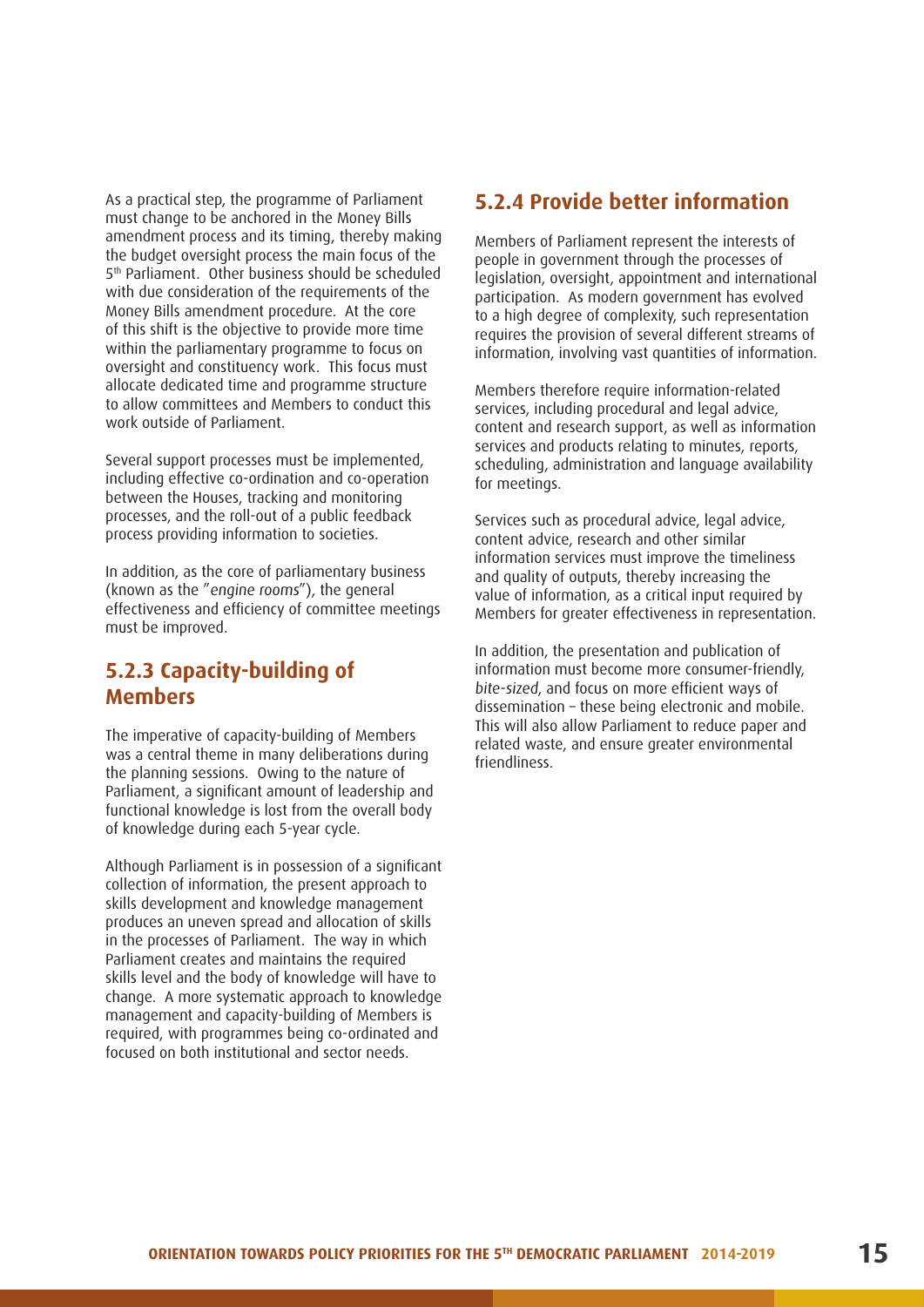As a practical step, the programme of Parliament must change to be anchored in the Money Bills amendment process and its timing, thereby making the budget oversight process the main focus of the 5th Parliament. Other business should be scheduled with due consideration of the requirements of the Money Bills amendment procedure. At the core of this shift is the objective to provide more time within the parliamentary programme to focus on oversight and constituency work. This focus must allocate dedicated time and programme structure to allow committees and Members to conduct this work outside of Parliament.

Several support processes must be implemented, including effective co-ordination and co-operation between the Houses, tracking and monitoring processes, and the roll-out of a public feedback process providing information to societies.

In addition, as the core of parliamentary business (known as the "*engine rooms*"), the general effectiveness and efficiency of committee meetings must be improved.

### 5.2.3 Capacity-building of Members

The imperative of capacity-building of Members was a central theme in many deliberations during the planning sessions. Owing to the nature of Parliament, a significant amount of leadership and functional knowledge is lost from the overall body of knowledge during each 5-year cycle.

Although Parliament is in possession of a significant collection of information, the present approach to skills development and knowledge management produces an uneven spread and allocation of skills in the processes of Parliament. The way in which Parliament creates and maintains the required skills level and the body of knowledge will have to change. A more systematic approach to knowledge management and capacity-building of Members is required, with programmes being co-ordinated and focused on both institutional and sector needs.

### 5.2.4 Provide better information

Members of Parliament represent the interests of people in government through the processes of legislation, oversight, appointment and international participation. As modern government has evolved to a high degree of complexity, such representation requires the provision of several different streams of information, involving vast quantities of information.

Members therefore require information-related services, including procedural and legal advice, content and research support, as well as information services and products relating to minutes, reports, scheduling, administration and language availability for meetings.

Services such as procedural advice, legal advice, content advice, research and other similar information services must improve the timeliness and quality of outputs, thereby increasing the value of information, as a critical input required by Members for greater effectiveness in representation.

In addition, the presentation and publication of information must become more consumer-friendly, *bite-sized*, and focus on more efficient ways of dissemination – these being electronic and mobile. This will also allow Parliament to reduce paper and related waste, and ensure greater environmental friendliness.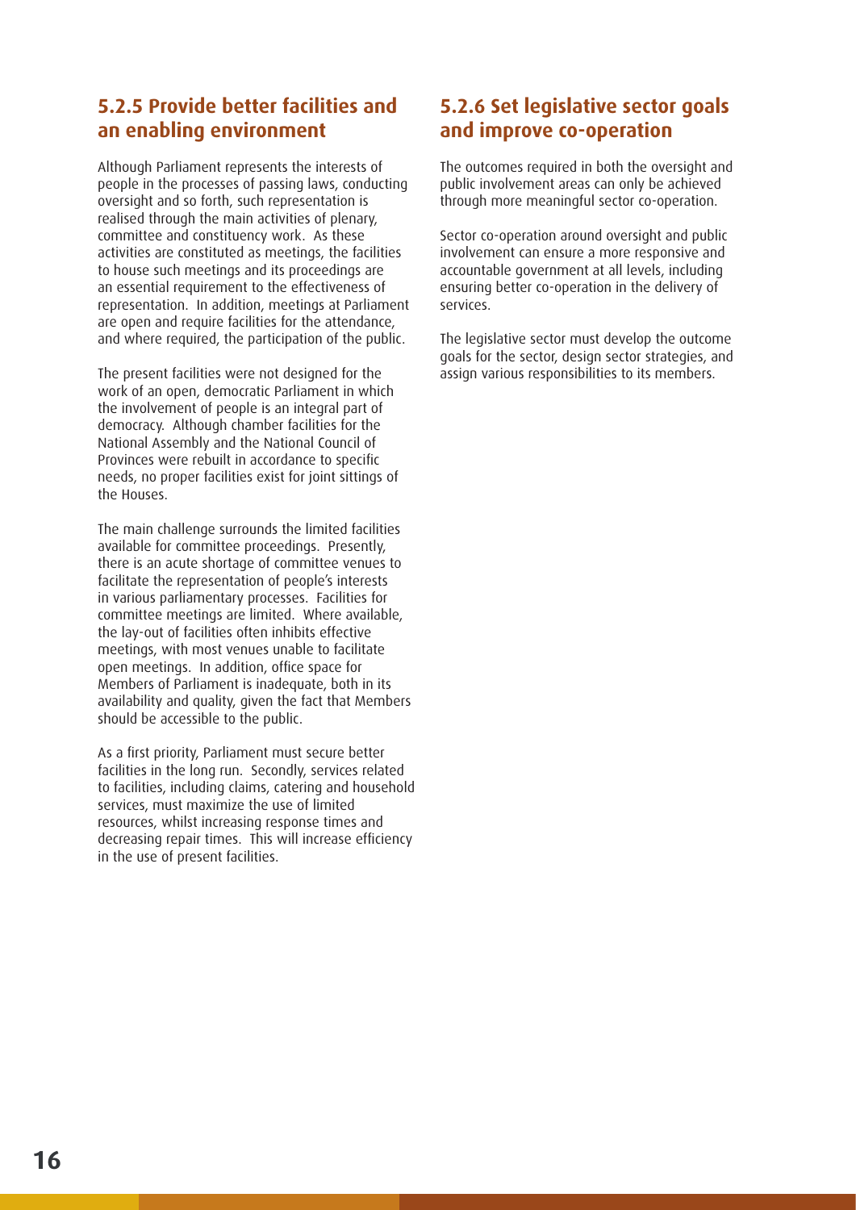### 5.2.5 Provide better facilities and an enabling environment

Although Parliament represents the interests of people in the processes of passing laws, conducting oversight and so forth, such representation is realised through the main activities of plenary, committee and constituency work. As these activities are constituted as meetings, the facilities to house such meetings and its proceedings are an essential requirement to the effectiveness of representation. In addition, meetings at Parliament are open and require facilities for the attendance, and where required, the participation of the public.

The present facilities were not designed for the work of an open, democratic Parliament in which the involvement of people is an integral part of democracy. Although chamber facilities for the National Assembly and the National Council of Provinces were rebuilt in accordance to specific needs, no proper facilities exist for joint sittings of the Houses.

The main challenge surrounds the limited facilities available for committee proceedings. Presently, there is an acute shortage of committee venues to facilitate the representation of people's interests in various parliamentary processes. Facilities for committee meetings are limited. Where available, the lay-out of facilities often inhibits effective meetings, with most venues unable to facilitate open meetings. In addition, office space for Members of Parliament is inadequate, both in its availability and quality, given the fact that Members should be accessible to the public.

As a first priority, Parliament must secure better facilities in the long run. Secondly, services related to facilities, including claims, catering and household services, must maximize the use of limited resources, whilst increasing response times and decreasing repair times. This will increase efficiency in the use of present facilities.

### 5.2.6 Set legislative sector goals and improve co-operation

The outcomes required in both the oversight and public involvement areas can only be achieved through more meaningful sector co-operation.

Sector co-operation around oversight and public involvement can ensure a more responsive and accountable government at all levels, including ensuring better co-operation in the delivery of services.

The legislative sector must develop the outcome goals for the sector, design sector strategies, and assign various responsibilities to its members.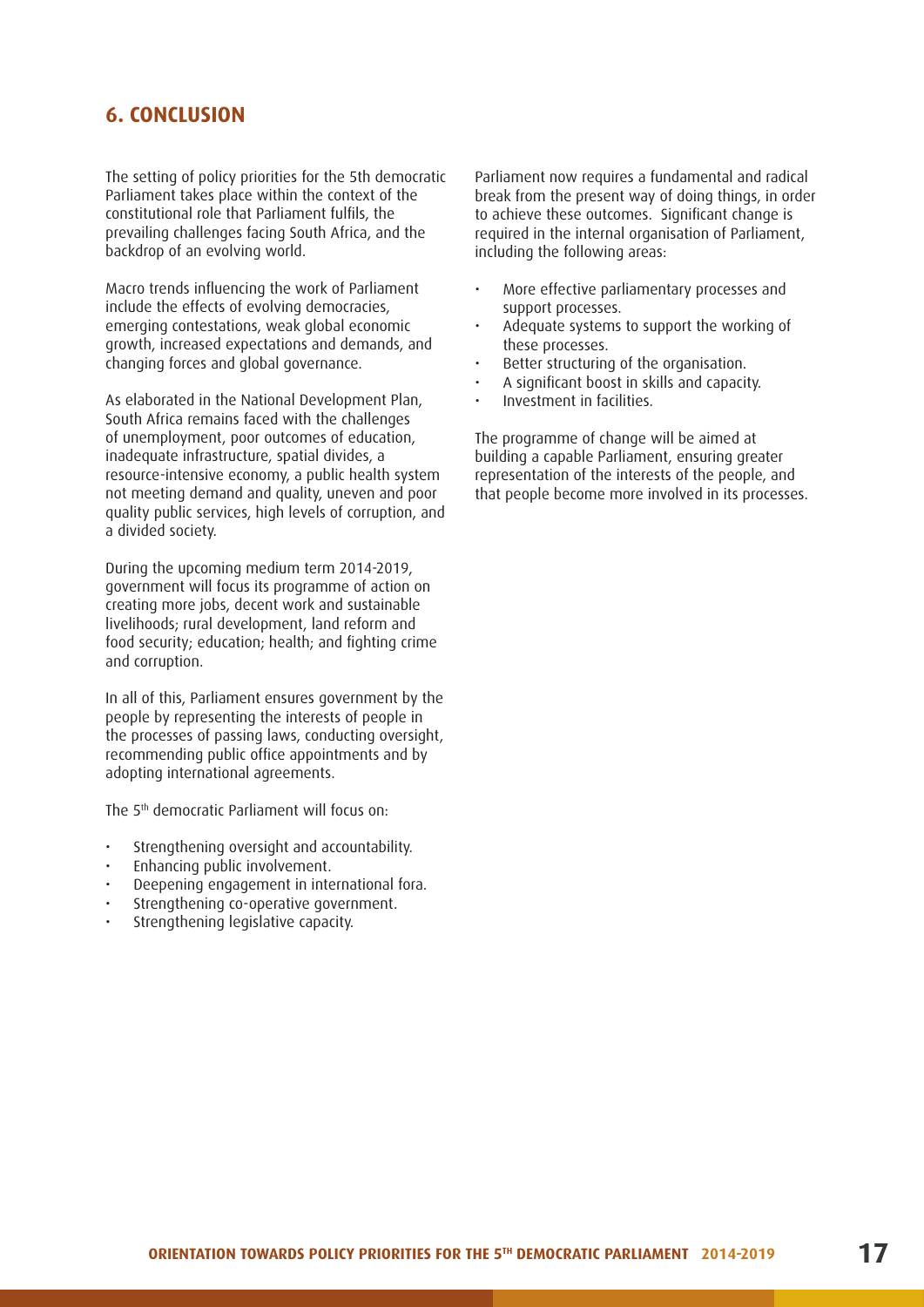## 6. CONCLUSION

The setting of policy priorities for the 5th democratic Parliament takes place within the context of the constitutional role that Parliament fulfils, the prevailing challenges facing South Africa, and the backdrop of an evolving world.

Macro trends influencing the work of Parliament include the effects of evolving democracies, emerging contestations, weak global economic growth, increased expectations and demands, and changing forces and global governance.

As elaborated in the National Development Plan, South Africa remains faced with the challenges of unemployment, poor outcomes of education, inadequate infrastructure, spatial divides, a resource-intensive economy, a public health system not meeting demand and quality, uneven and poor quality public services, high levels of corruption, and a divided society.

During the upcoming medium term 2014-2019, government will focus its programme of action on creating more jobs, decent work and sustainable livelihoods; rural development, land reform and food security; education; health; and fighting crime and corruption.

In all of this, Parliament ensures government by the people by representing the interests of people in the processes of passing laws, conducting oversight, recommending public office appointments and by adopting international agreements.

The 5th democratic Parliament will focus on:

- Strengthening oversight and accountability.
- Enhancing public involvement.
- Deepening engagement in international fora.
- Strengthening co-operative government.
- Strengthening legislative capacity.

Parliament now requires a fundamental and radical break from the present way of doing things, in order to achieve these outcomes. Significant change is required in the internal organisation of Parliament, including the following areas:

- More effective parliamentary processes and support processes.
- Adequate systems to support the working of these processes.
- Better structuring of the organisation.
- A significant boost in skills and capacity.
- Investment in facilities.

The programme of change will be aimed at building a capable Parliament, ensuring greater representation of the interests of the people, and that people become more involved in its processes.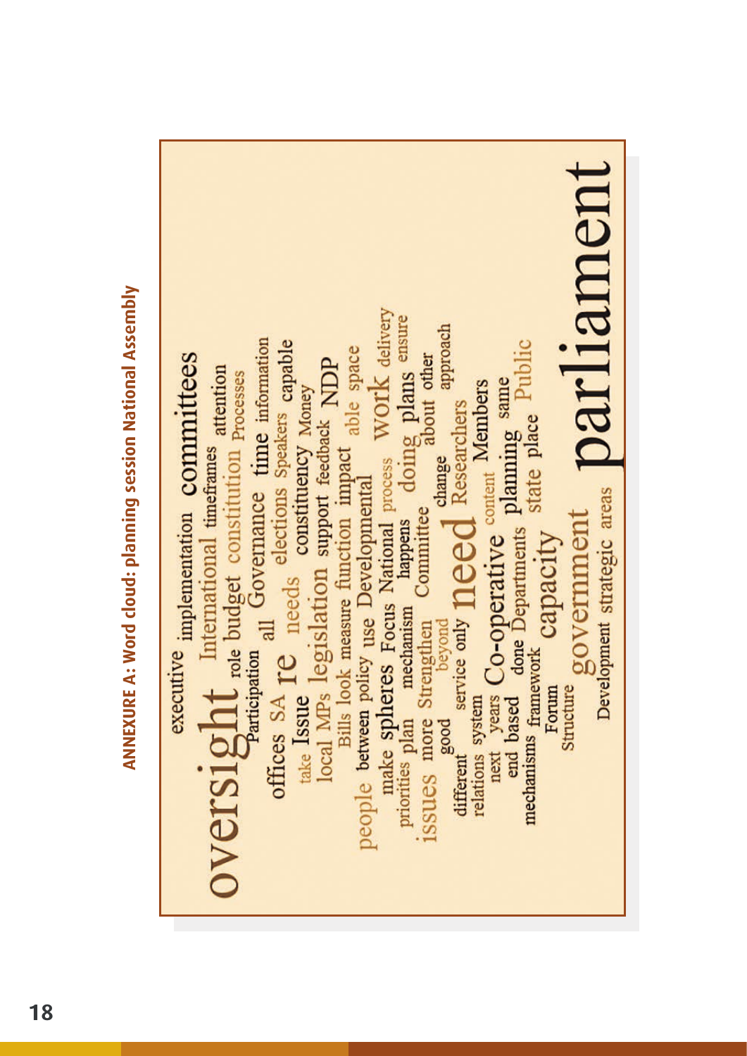# ANNEXURE A: Word cloud: planning session National Assembly

executive implementation committees
oversight International timeframes attention
role budget constitution Processes
Participation all Governance time information
offices SA re needs elections Speakers capable
take Issue constituency Money
local MPs legislation support feedback NDP
Bills look measure function impact able space
people between policy use Developmental work delivery
make spheres Focus National process ensure
priorities plan mechanism happens doing plans
issues more Strengthen Committee about other
good beyond change approach
different service only need Researchers
relations system content Members
next years Co-operative planning same
end based done Departments Public
mechanisms framework capacity state place
Forum
Structure government
Development strategic areas parliament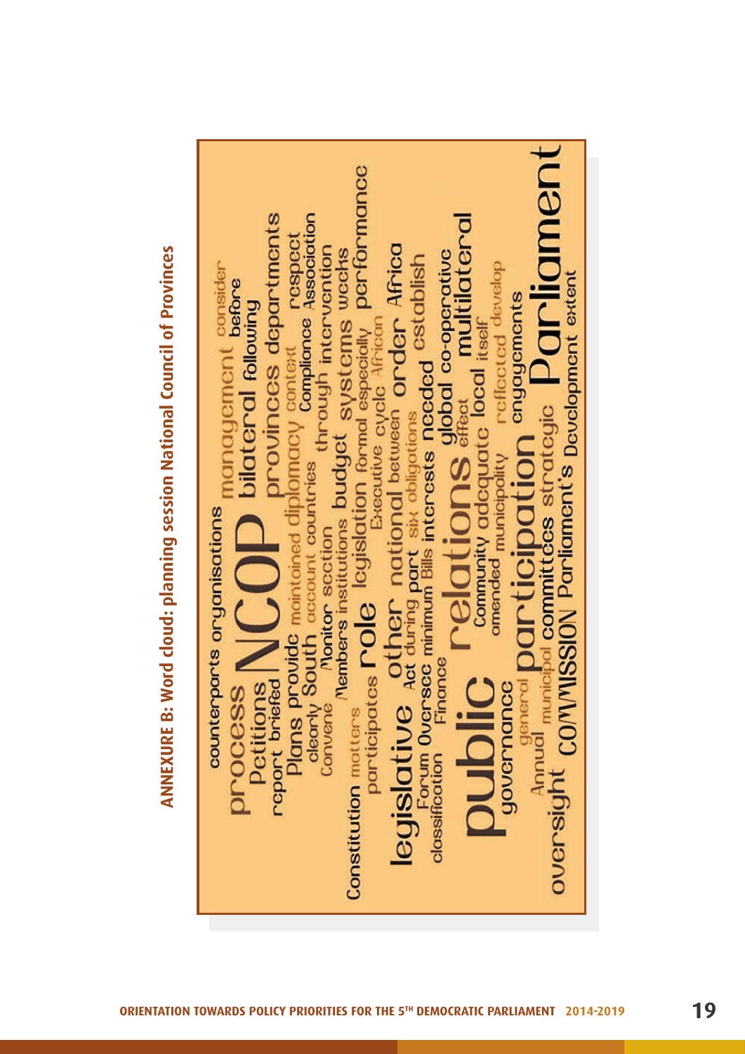## ANNEXURE B: Word cloud: planning session National Council of Provinces

counterparts organisations process NCOP management consider Petitions bilateral before report briefed following Plans provide maintained diplomacy provinces departments clearly South account countries context respect Convene Monitor section through Compliance Association Members institutions budget intervention Constitution matters participates role legislation formal systems weeks especially performance Executive cycle African legislative Act other national between order Africa during part six obligations Forum Oversee minimum Bills interests needed establish classification Finance public relations effect global co-operative Community adequate local itself multilateral governance amended municipality reflected develop general participation engagements Annual municipal committees strategic Parliament oversight COMMISSION Parliament's Development extent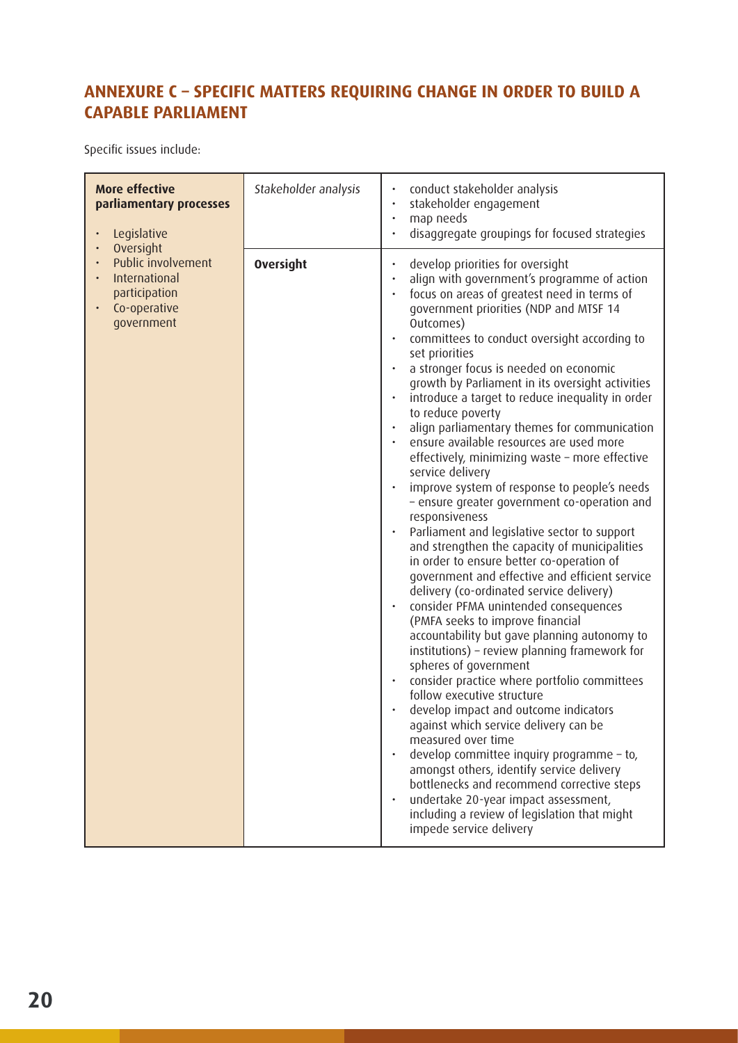## ANNEXURE C – SPECIFIC MATTERS REQUIRING CHANGE IN ORDER TO BUILD A CAPABLE PARLIAMENT

Specific issues include:

| | | |
|---|---|---|
| **More effective parliamentary processes**<br>• Legislative<br>• Oversight<br>• Public involvement<br>• International participation<br>• Co-operative government | *Stakeholder analysis* | • conduct stakeholder analysis<br>• stakeholder engagement<br>• map needs<br>• disaggregate groupings for focused strategies |
| | **Oversight** | • develop priorities for oversight<br>• align with government's programme of action<br>• focus on areas of greatest need in terms of government priorities (NDP and MTSF 14 Outcomes)<br>• committees to conduct oversight according to set priorities<br>• a stronger focus is needed on economic growth by Parliament in its oversight activities<br>• introduce a target to reduce inequality in order to reduce poverty<br>• align parliamentary themes for communication<br>• ensure available resources are used more effectively, minimizing waste – more effective service delivery<br>• improve system of response to people's needs – ensure greater government co-operation and responsiveness<br>• Parliament and legislative sector to support and strengthen the capacity of municipalities in order to ensure better co-operation of government and effective and efficient service delivery (co-ordinated service delivery)<br>• consider PFMA unintended consequences (PMFA seeks to improve financial accountability but gave planning autonomy to institutions) – review planning framework for spheres of government<br>• consider practice where portfolio committees follow executive structure<br>• develop impact and outcome indicators against which service delivery can be measured over time<br>• develop committee inquiry programme – to, amongst others, identify service delivery bottlenecks and recommend corrective steps<br>• undertake 20-year impact assessment, including a review of legislation that might impede service delivery |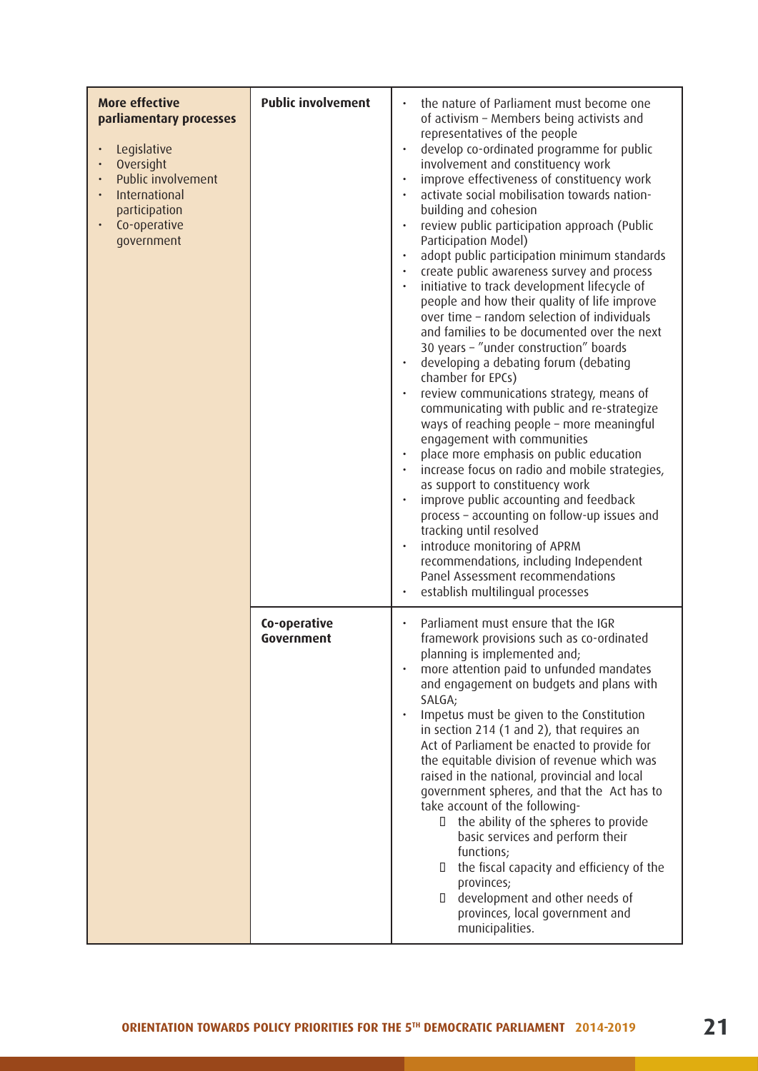| | | |
|---|---|---|
| **More effective parliamentary processes**<br><br>• Legislative<br>• Oversight<br>• Public involvement<br>• International participation<br>• Co-operative government | **Public involvement** | • the nature of Parliament must become one of activism – Members being activists and representatives of the people<br>• develop co-ordinated programme for public involvement and constituency work<br>• improve effectiveness of constituency work<br>• activate social mobilisation towards nation-building and cohesion<br>• review public participation approach (Public Participation Model)<br>• adopt public participation minimum standards<br>• create public awareness survey and process<br>• initiative to track development lifecycle of people and how their quality of life improve over time – random selection of individuals and families to be documented over the next 30 years – "under construction" boards<br>• developing a debating forum (debating chamber for EPCs)<br>• review communications strategy, means of communicating with public and re-strategize ways of reaching people – more meaningful engagement with communities<br>• place more emphasis on public education<br>• increase focus on radio and mobile strategies, as support to constituency work<br>• improve public accounting and feedback process – accounting on follow-up issues and tracking until resolved<br>• introduce monitoring of APRM recommendations, including Independent Panel Assessment recommendations<br>• establish multilingual processes |
| | **Co-operative Government** | • Parliament must ensure that the IGR framework provisions such as co-ordinated planning is implemented and;<br>• more attention paid to unfunded mandates and engagement on budgets and plans with SALGA;<br>• Impetus must be given to the Constitution in section 214 (1 and 2), that requires an Act of Parliament be enacted to provide for the equitable division of revenue which was raised in the national, provincial and local government spheres, and that the Act has to take account of the following-<br>&nbsp;&nbsp;&nbsp;&nbsp;▪ the ability of the spheres to provide basic services and perform their functions;<br>&nbsp;&nbsp;&nbsp;&nbsp;▪ the fiscal capacity and efficiency of the provinces;<br>&nbsp;&nbsp;&nbsp;&nbsp;▪ development and other needs of provinces, local government and municipalities. |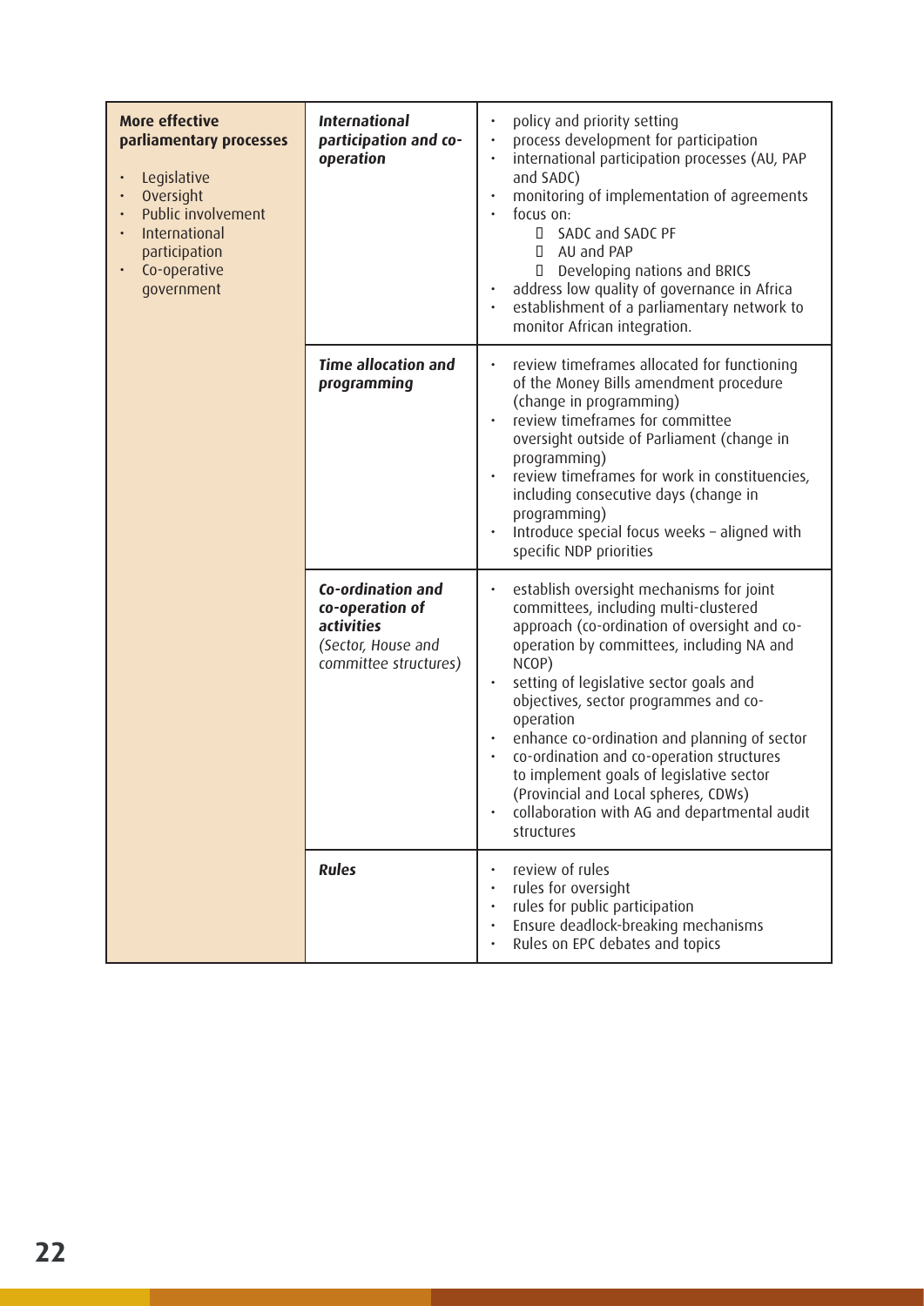| **More effective parliamentary processes**<br>• Legislative<br>• Oversight<br>• Public involvement<br>• International participation<br>• Co-operative government | ***International participation and co-operation*** | • policy and priority setting<br>• process development for participation<br>• international participation processes (AU, PAP and SADC)<br>• monitoring of implementation of agreements<br>• focus on:<br>  ▫ SADC and SADC PF<br>  ▫ AU and PAP<br>  ▫ Developing nations and BRICS<br>• address low quality of governance in Africa<br>• establishment of a parliamentary network to monitor African integration. |
|---|---|---|
| | ***Time allocation and programming*** | • review timeframes allocated for functioning of the Money Bills amendment procedure (change in programming)<br>• review timeframes for committee oversight outside of Parliament (change in programming)<br>• review timeframes for work in constituencies, including consecutive days (change in programming)<br>• Introduce special focus weeks – aligned with specific NDP priorities |
| | ***Co-ordination and co-operation of activities***<br>*(Sector, House and committee structures)* | • establish oversight mechanisms for joint committees, including multi-clustered approach (co-ordination of oversight and co-operation by committees, including NA and NCOP)<br>• setting of legislative sector goals and objectives, sector programmes and co-operation<br>• enhance co-ordination and planning of sector<br>• co-ordination and co-operation structures to implement goals of legislative sector (Provincial and Local spheres, CDWs)<br>• collaboration with AG and departmental audit structures |
| | ***Rules*** | • review of rules<br>• rules for oversight<br>• rules for public participation<br>• Ensure deadlock-breaking mechanisms<br>• Rules on EPC debates and topics |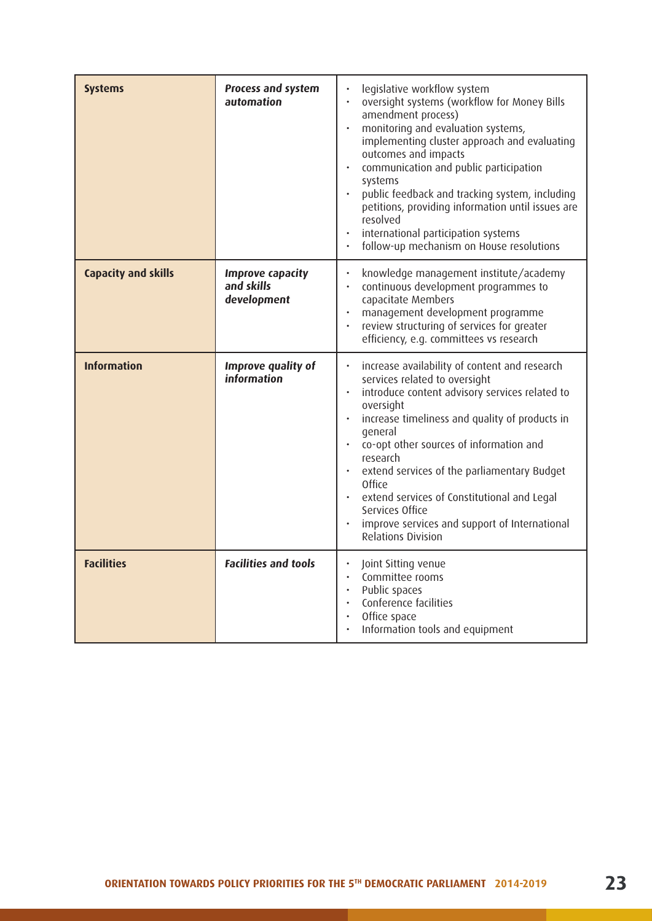| | | |
|---|---|---|
| **Systems** | ***Process and system automation*** | • legislative workflow system<br>• oversight systems (workflow for Money Bills amendment process)<br>• monitoring and evaluation systems, implementing cluster approach and evaluating outcomes and impacts<br>• communication and public participation systems<br>• public feedback and tracking system, including petitions, providing information until issues are resolved<br>• international participation systems<br>• follow-up mechanism on House resolutions |
| **Capacity and skills** | ***Improve capacity and skills development*** | • knowledge management institute/academy<br>• continuous development programmes to capacitate Members<br>• management development programme<br>• review structuring of services for greater efficiency, e.g. committees vs research |
| **Information** | ***Improve quality of information*** | • increase availability of content and research services related to oversight<br>• introduce content advisory services related to oversight<br>• increase timeliness and quality of products in general<br>• co-opt other sources of information and research<br>• extend services of the parliamentary Budget Office<br>• extend services of Constitutional and Legal Services Office<br>• improve services and support of International Relations Division |
| **Facilities** | ***Facilities and tools*** | • Joint Sitting venue<br>• Committee rooms<br>• Public spaces<br>• Conference facilities<br>• Office space<br>• Information tools and equipment |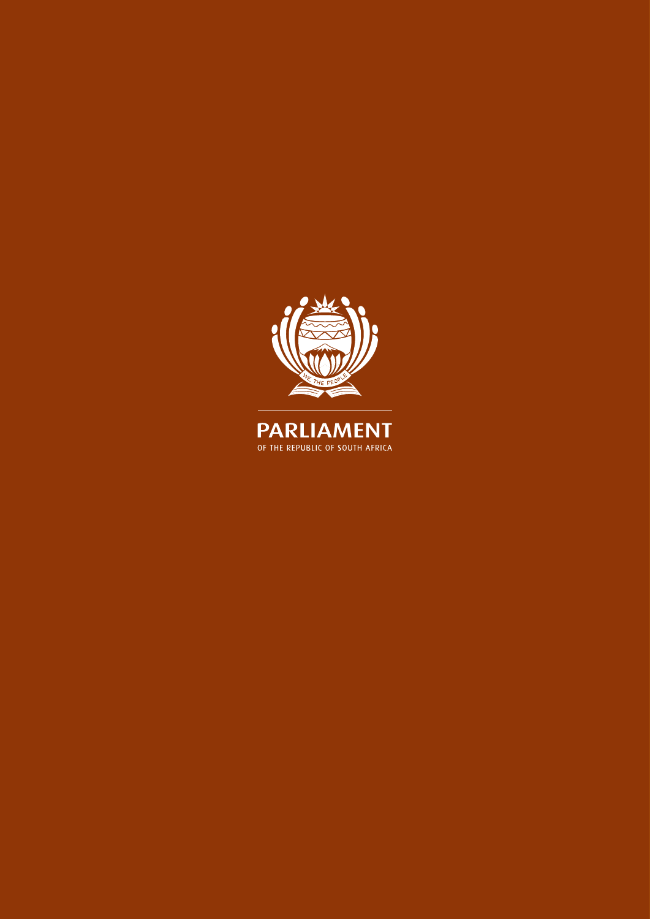PARLIAMENT

OF THE REPUBLIC OF SOUTH AFRICA